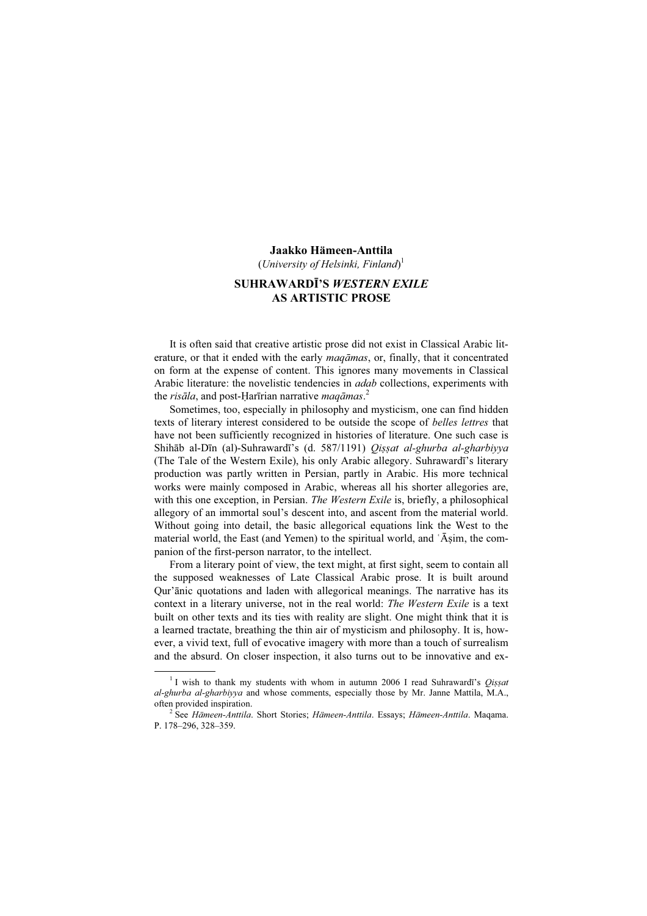**Jaakko Hämeen-Anttila**
(*University of Helsinki, Finland*)[1]

# SUHRAWARDĪ'S *WESTERN EXILE* AS ARTISTIC PROSE

It is often said that creative artistic prose did not exist in Classical Arabic literature, or that it ended with the early *maqāmas*, or, finally, that it concentrated on form at the expense of content. This ignores many movements in Classical Arabic literature: the novelistic tendencies in *adab* collections, experiments with the *risāla*, and post-Ḥarīrian narrative *maqāmas*.[2]

Sometimes, too, especially in philosophy and mysticism, one can find hidden texts of literary interest considered to be outside the scope of *belles lettres* that have not been sufficiently recognized in histories of literature. One such case is Shihāb al-Dīn (al)-Suhrawardī's (d. 587/1191) *Qiṣṣat al-ghurba al-gharbiyya* (The Tale of the Western Exile), his only Arabic allegory. Suhrawardī's literary production was partly written in Persian, partly in Arabic. His more technical works were mainly composed in Arabic, whereas all his shorter allegories are, with this one exception, in Persian. *The Western Exile* is, briefly, a philosophical allegory of an immortal soul's descent into, and ascent from the material world. Without going into detail, the basic allegorical equations link the West to the material world, the East (and Yemen) to the spiritual world, and ʿĀṣim, the companion of the first-person narrator, to the intellect.

From a literary point of view, the text might, at first sight, seem to contain all the supposed weaknesses of Late Classical Arabic prose. It is built around Qur'ānic quotations and laden with allegorical meanings. The narrative has its context in a literary universe, not in the real world: *The Western Exile* is a text built on other texts and its ties with reality are slight. One might think that it is a learned tractate, breathing the thin air of mysticism and philosophy. It is, however, a vivid text, full of evocative imagery with more than a touch of surrealism and the absurd. On closer inspection, it also turns out to be innovative and ex-

---

[1] I wish to thank my students with whom in autumn 2006 I read Suhrawardī's *Qiṣṣat al-ghurba al-gharbiyya* and whose comments, especially those by Mr. Janne Mattila, M.A., often provided inspiration.

[2] See *Hämeen-Anttila*. Short Stories; *Hämeen-Anttila*. Essays; *Hämeen-Anttila*. Maqama. P. 178–296, 328–359.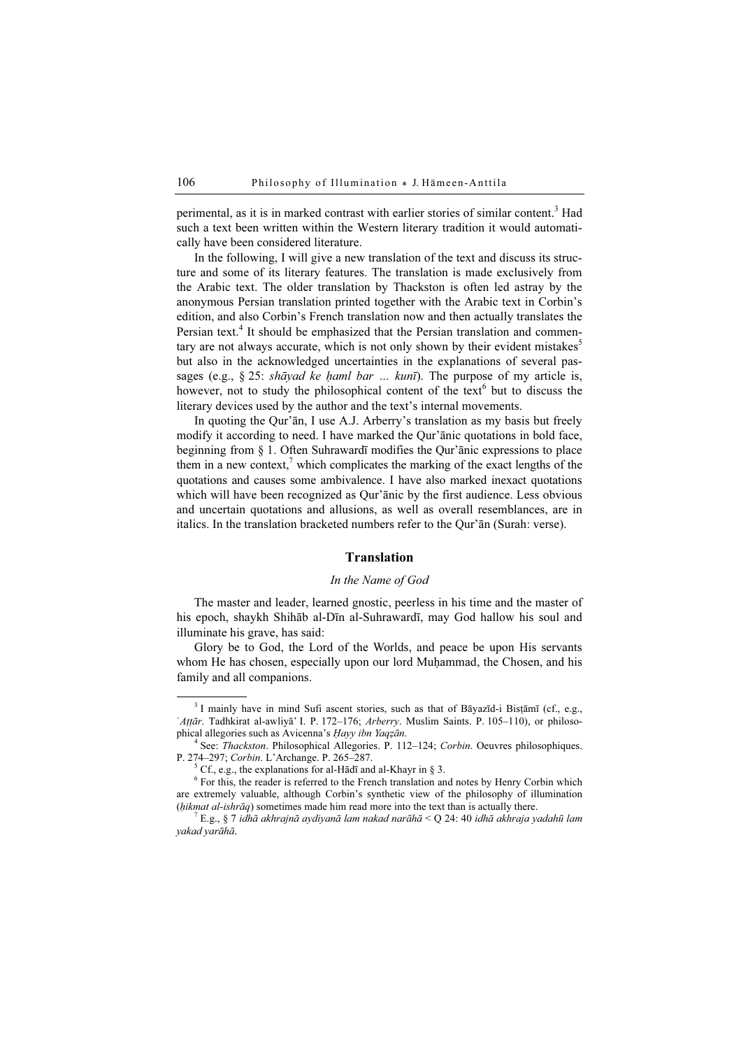perimental, as it is in marked contrast with earlier stories of similar content.[3] Had such a text been written within the Western literary tradition it would automatically have been considered literature.

In the following, I will give a new translation of the text and discuss its structure and some of its literary features. The translation is made exclusively from the Arabic text. The older translation by Thackston is often led astray by the anonymous Persian translation printed together with the Arabic text in Corbin's edition, and also Corbin's French translation now and then actually translates the Persian text.[4] It should be emphasized that the Persian translation and commentary are not always accurate, which is not only shown by their evident mistakes[5] but also in the acknowledged uncertainties in the explanations of several passages (e.g., § 25: *shāyad ke ḥaml bar ... kunī*). The purpose of my article is, however, not to study the philosophical content of the text[6] but to discuss the literary devices used by the author and the text's internal movements.

In quoting the Qur'ān, I use A.J. Arberry's translation as my basis but freely modify it according to need. I have marked the Qur'ānic quotations in bold face, beginning from § 1. Often Suhrawardī modifies the Qur'ānic expressions to place them in a new context,[7] which complicates the marking of the exact lengths of the quotations and causes some ambivalence. I have also marked inexact quotations which will have been recognized as Qur'ānic by the first audience. Less obvious and uncertain quotations and allusions, as well as overall resemblances, are in italics. In the translation bracketed numbers refer to the Qur'ān (Surah: verse).

## Translation

*In the Name of God*

The master and leader, learned gnostic, peerless in his time and the master of his epoch, shaykh Shihāb al-Dīn al-Suhrawardī, may God hallow his soul and illuminate his grave, has said:

Glory be to God, the Lord of the Worlds, and peace be upon His servants whom He has chosen, especially upon our lord Muḥammad, the Chosen, and his family and all companions.

---

[3] I mainly have in mind Sufi ascent stories, such as that of Bāyazīd-i Bisṭāmī (cf., e.g., *ʿAṭṭār*. Tadhkirat al-awliyā' I. P. 172–176; *Arberry*. Muslim Saints. P. 105–110), or philosophical allegories such as Avicenna's *Ḥayy ibn Yaqẓān*.

[4] See: *Thackston*. Philosophical Allegories. P. 112–124; *Corbin*. Oeuvres philosophiques. P. 274–297; *Corbin*. L'Archange. P. 265–287.

[5] Cf., e.g., the explanations for al-Hādī and al-Khayr in § 3.

[6] For this, the reader is referred to the French translation and notes by Henry Corbin which are extremely valuable, although Corbin's synthetic view of the philosophy of illumination (*ḥikmat al-ishrāq*) sometimes made him read more into the text than is actually there.

[7] E.g., § 7 *idhā akhrajnā aydiyanā lam nakad narāhā* < Q 24: 40 *idhā akhraja yadahū lam yakad yarāhā*.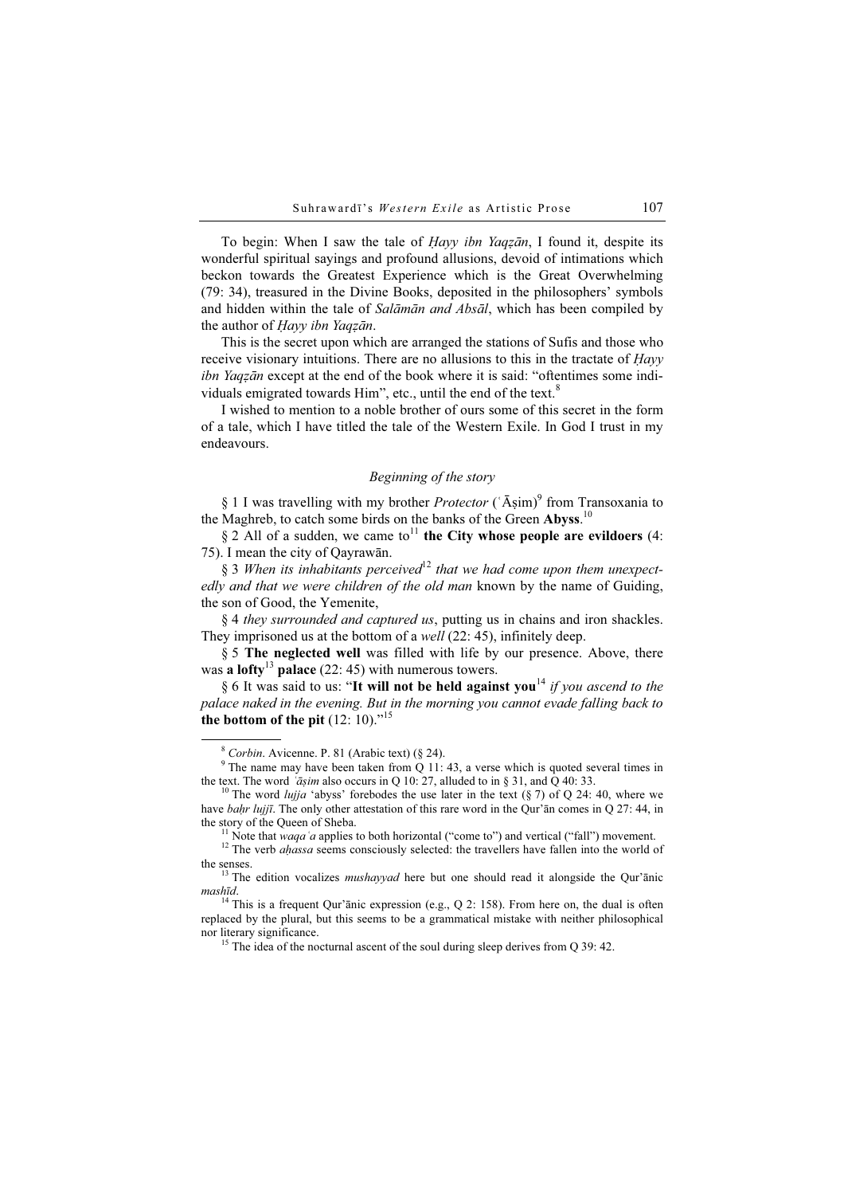To begin: When I saw the tale of *Ḥayy ibn Yaqẓān*, I found it, despite its wonderful spiritual sayings and profound allusions, devoid of intimations which beckon towards the Greatest Experience which is the Great Overwhelming (79: 34), treasured in the Divine Books, deposited in the philosophers' symbols and hidden within the tale of *Salāmān and Absāl*, which has been compiled by the author of *Ḥayy ibn Yaqẓān*.

This is the secret upon which are arranged the stations of Sufis and those who receive visionary intuitions. There are no allusions to this in the tractate of *Ḥayy ibn Yaqẓān* except at the end of the book where it is said: "oftentimes some individuals emigrated towards Him", etc., until the end of the text.[8]

I wished to mention to a noble brother of ours some of this secret in the form of a tale, which I have titled the tale of the Western Exile. In God I trust in my endeavours.

*Beginning of the story*

§ 1 I was travelling with my brother *Protector* (ʿĀṣim)[9] from Transoxania to the Maghreb, to catch some birds on the banks of the Green **Abyss**.[10]

§ 2 All of a sudden, we came to[11] **the City whose people are evildoers** (4: 75). I mean the city of Qayrawān.

§ 3 *When its inhabitants perceived*[12] *that we had come upon them unexpectedly and that we were children of the old man* known by the name of Guiding, the son of Good, the Yemenite,

§ 4 *they surrounded and captured us*, putting us in chains and iron shackles. They imprisoned us at the bottom of a *well* (22: 45), infinitely deep.

§ 5 **The neglected well** was filled with life by our presence. Above, there was **a lofty**[13] **palace** (22: 45) with numerous towers.

§ 6 It was said to us: "**It will not be held against you**[14] *if you ascend to the palace naked in the evening. But in the morning you cannot evade falling back to* **the bottom of the pit** (12: 10)."[15]

---

[8] *Corbin*. Avicenne. P. 81 (Arabic text) (§ 24).

[9] The name may have been taken from Q 11: 43, a verse which is quoted several times in the text. The word *ʿāṣim* also occurs in Q 10: 27, alluded to in § 31, and Q 40: 33.

[10] The word *lujja* 'abyss' forebodes the use later in the text (§ 7) of Q 24: 40, where we have *baḥr lujjī*. The only other attestation of this rare word in the Qur'ān comes in Q 27: 44, in the story of the Queen of Sheba.

[11] Note that *waqaʿa* applies to both horizontal ("come to") and vertical ("fall") movement.

[12] The verb *aḥassa* seems consciously selected: the travellers have fallen into the world of the senses.

[13] The edition vocalizes *mushayyad* here but one should read it alongside the Qur'ānic *mashīd*.

[14] This is a frequent Qur'ānic expression (e.g., Q 2: 158). From here on, the dual is often replaced by the plural, but this seems to be a grammatical mistake with neither philosophical nor literary significance.

[15] The idea of the nocturnal ascent of the soul during sleep derives from Q 39: 42.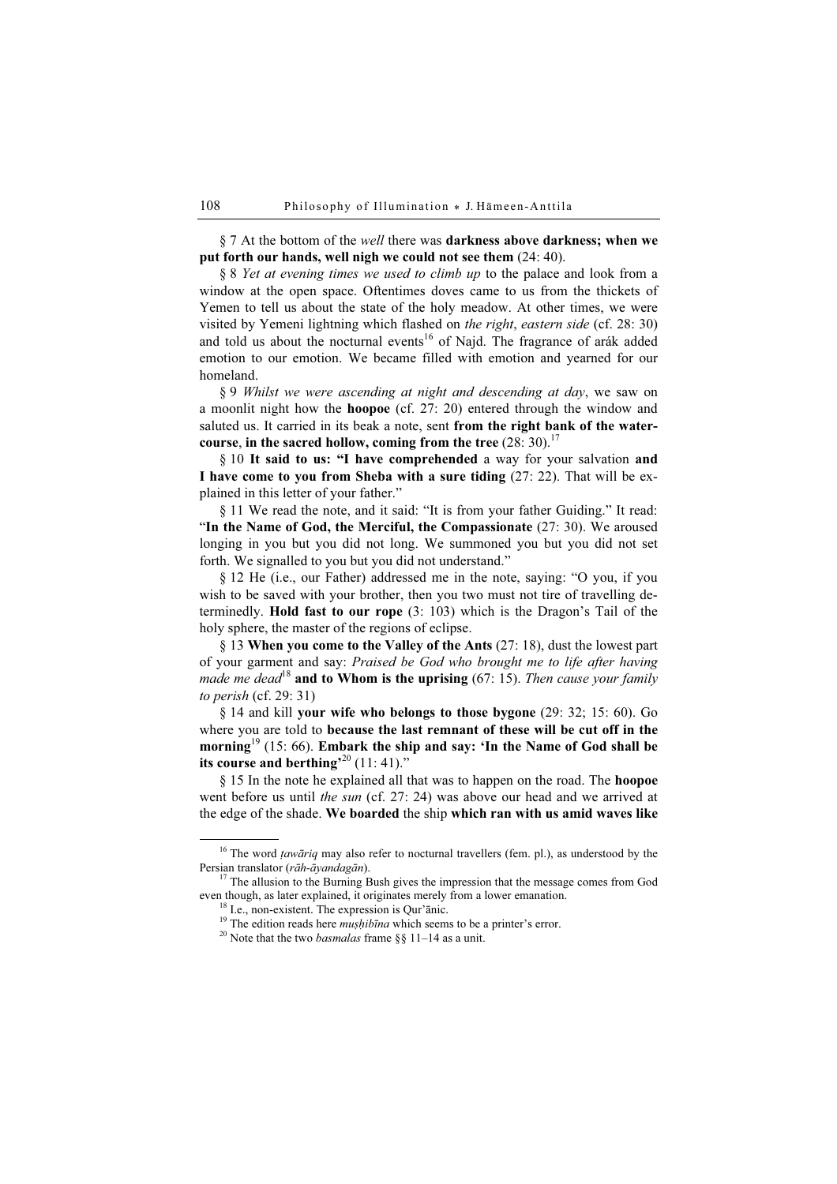§ 7 At the bottom of the *well* there was **darkness above darkness; when we put forth our hands, well nigh we could not see them** (24: 40).

§ 8 *Yet at evening times we used to climb up* to the palace and look from a window at the open space. Oftentimes doves came to us from the thickets of Yemen to tell us about the state of the holy meadow. At other times, we were visited by Yemeni lightning which flashed on *the right*, *eastern side* (cf. 28: 30) and told us about the nocturnal events[16] of Najd. The fragrance of arák added emotion to our emotion. We became filled with emotion and yearned for our homeland.

§ 9 *Whilst we were ascending at night and descending at day*, we saw on a moonlit night how the **hoopoe** (cf. 27: 20) entered through the window and saluted us. It carried in its beak a note, sent **from the right bank of the watercourse**, **in the sacred hollow, coming from the tree** (28: 30).[17]

§ 10 **It said to us: "I have comprehended** a way for your salvation **and I have come to you from Sheba with a sure tiding** (27: 22). That will be explained in this letter of your father."

§ 11 We read the note, and it said: "It is from your father Guiding." It read: "**In the Name of God, the Merciful, the Compassionate** (27: 30). We aroused longing in you but you did not long. We summoned you but you did not set forth. We signalled to you but you did not understand."

§ 12 He (i.e., our Father) addressed me in the note, saying: "O you, if you wish to be saved with your brother, then you two must not tire of travelling determinedly. **Hold fast to our rope** (3: 103) which is the Dragon's Tail of the holy sphere, the master of the regions of eclipse.

§ 13 **When you come to the Valley of the Ants** (27: 18), dust the lowest part of your garment and say: *Praised be God who brought me to life after having made me dead*[18] **and to Whom is the uprising** (67: 15). *Then cause your family to perish* (cf. 29: 31)

§ 14 and kill **your wife who belongs to those bygone** (29: 32; 15: 60). Go where you are told to **because the last remnant of these will be cut off in the morning**[19] (15: 66). **Embark the ship and say: 'In the Name of God shall be its course and berthing'**[20] (11: 41)."

§ 15 In the note he explained all that was to happen on the road. The **hoopoe** went before us until *the sun* (cf. 27: 24) was above our head and we arrived at the edge of the shade. **We boarded** the ship **which ran with us amid waves like**

---

[16] The word *ṭawāriq* may also refer to nocturnal travellers (fem. pl.), as understood by the Persian translator (*rāh-āyandagān*).

[17] The allusion to the Burning Bush gives the impression that the message comes from God even though, as later explained, it originates merely from a lower emanation.

[18] I.e., non-existent. The expression is Qur'ānic.

[19] The edition reads here *muṣḥibīna* which seems to be a printer's error.

[20] Note that the two *basmalas* frame §§ 11–14 as a unit.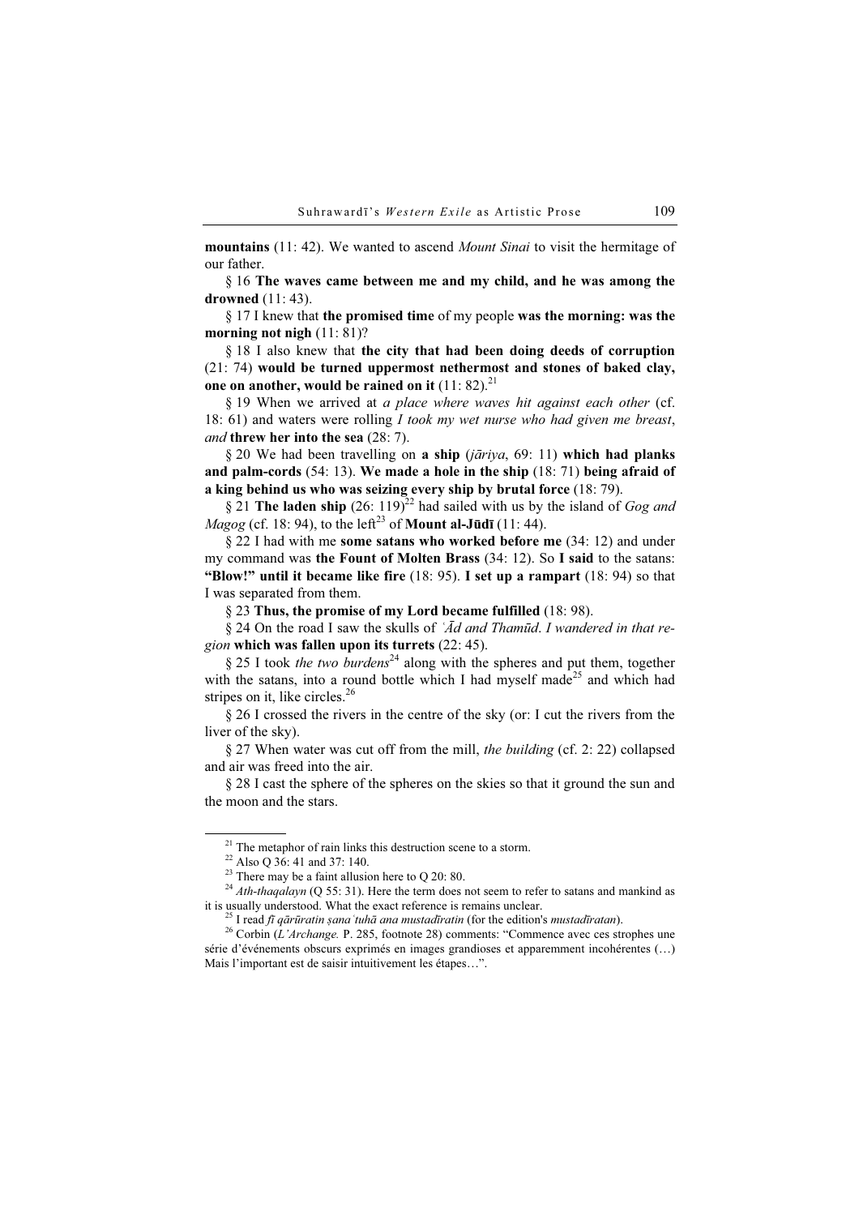**mountains** (11: 42). We wanted to ascend *Mount Sinai* to visit the hermitage of our father.

§ 16 **The waves came between me and my child, and he was among the drowned** (11: 43).

§ 17 I knew that **the promised time** of my people **was the morning: was the morning not nigh** (11: 81)?

§ 18 I also knew that **the city that had been doing deeds of corruption** (21: 74) **would be turned uppermost nethermost and stones of baked clay, one on another, would be rained on it** (11: 82).[21]

§ 19 When we arrived at *a place where waves hit against each other* (cf. 18: 61) and waters were rolling *I took my wet nurse who had given me breast*, *and* **threw her into the sea** (28: 7).

§ 20 We had been travelling on **a ship** (*jāriya*, 69: 11) **which had planks and palm-cords** (54: 13). **We made a hole in the ship** (18: 71) **being afraid of a king behind us who was seizing every ship by brutal force** (18: 79).

§ 21 **The laden ship** (26: 119)[22] had sailed with us by the island of *Gog and Magog* (cf. 18: 94), to the left[23] of **Mount al-Jūdī** (11: 44).

§ 22 I had with me **some satans who worked before me** (34: 12) and under my command was **the Fount of Molten Brass** (34: 12). So **I said** to the satans: **"Blow!" until it became like fire** (18: 95). **I set up a rampart** (18: 94) so that I was separated from them.

§ 23 **Thus, the promise of my Lord became fulfilled** (18: 98).

§ 24 On the road I saw the skulls of *ʿĀd and Thamūd*. *I wandered in that region* **which was fallen upon its turrets** (22: 45).

§ 25 I took *the two burdens*[24] along with the spheres and put them, together with the satans, into a round bottle which I had myself made[25] and which had stripes on it, like circles.[26]

§ 26 I crossed the rivers in the centre of the sky (or: I cut the rivers from the liver of the sky).

§ 27 When water was cut off from the mill, *the building* (cf. 2: 22) collapsed and air was freed into the air.

§ 28 I cast the sphere of the spheres on the skies so that it ground the sun and the moon and the stars.

---

[21] The metaphor of rain links this destruction scene to a storm.

[22] Also Q 36: 41 and 37: 140.

[23] There may be a faint allusion here to Q 20: 80.

[24] *Ath-thaqalayn* (Q 55: 31). Here the term does not seem to refer to satans and mankind as it is usually understood. What the exact reference is remains unclear.

[25] I read *fī qārūratin ṣanaʿtuhā ana mustadīratin* (for the edition's *mustadīratan*).

[26] Corbin (*L'Archange.* P. 285, footnote 28) comments: "Commence avec ces strophes une série d'événements obscurs exprimés en images grandioses et apparemment incohérentes (…) Mais l'important est de saisir intuitivement les étapes…".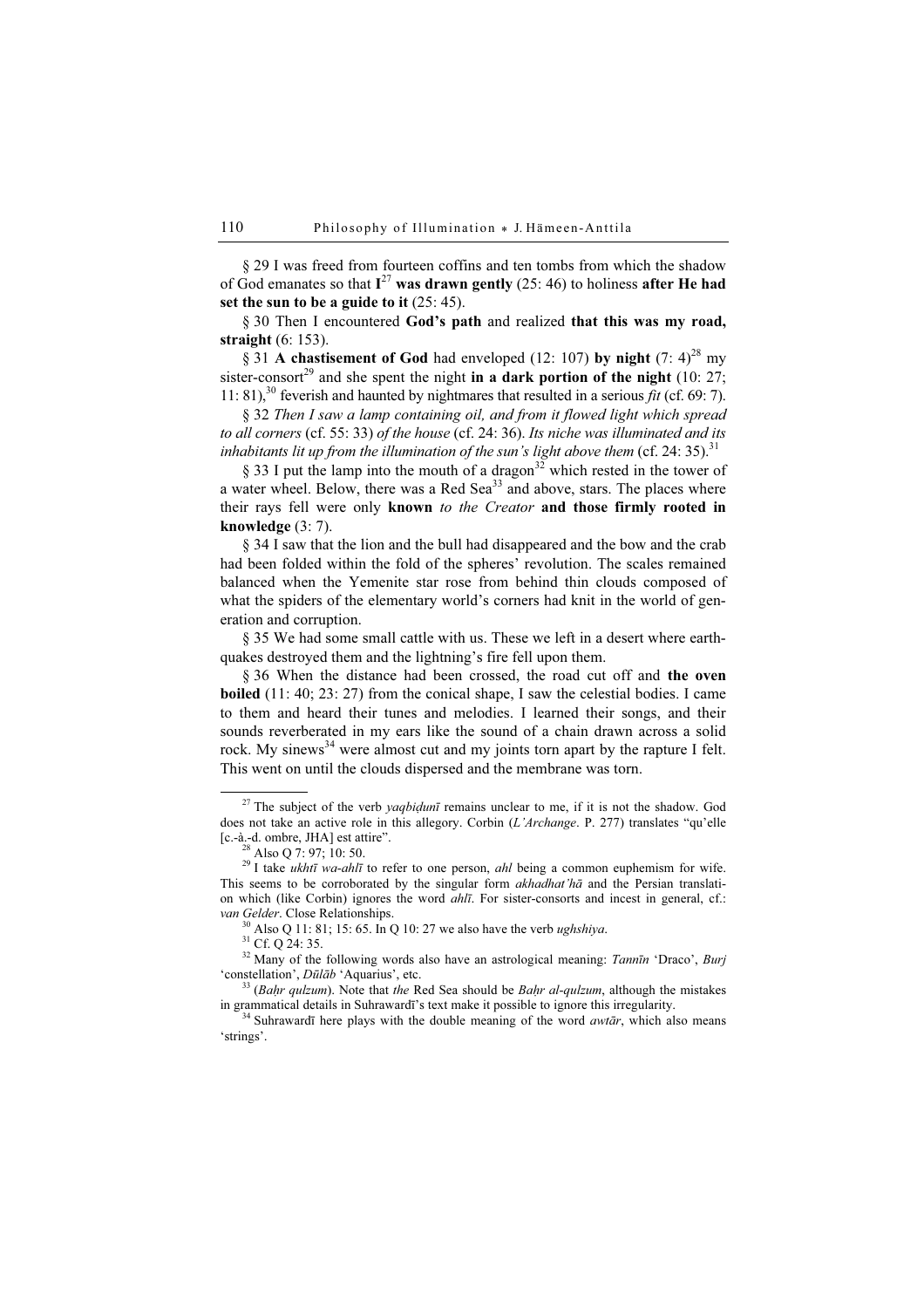§ 29 I was freed from fourteen coffins and ten tombs from which the shadow of God emanates so that I[27] **was drawn gently** (25: 46) to holiness **after He had set the sun to be a guide to it** (25: 45).

§ 30 Then I encountered **God's path** and realized **that this was my road, straight** (6: 153).

§ 31 **A chastisement of God** had enveloped (12: 107) **by night** (7: 4)[28] my sister-consort[29] and she spent the night **in a dark portion of the night** (10: 27; 11: 81),[30] feverish and haunted by nightmares that resulted in a serious *fit* (cf. 69: 7).

§ 32 *Then I saw a lamp containing oil, and from it flowed light which spread to all corners* (cf. 55: 33) *of the house* (cf. 24: 36). *Its niche was illuminated and its inhabitants lit up from the illumination of the sun's light above them* (cf. 24: 35).[31]

§ 33 I put the lamp into the mouth of a dragon[32] which rested in the tower of a water wheel. Below, there was a Red Sea[33] and above, stars. The places where their rays fell were only **known** *to the Creator* **and those firmly rooted in knowledge** (3: 7).

§ 34 I saw that the lion and the bull had disappeared and the bow and the crab had been folded within the fold of the spheres' revolution. The scales remained balanced when the Yemenite star rose from behind thin clouds composed of what the spiders of the elementary world's corners had knit in the world of generation and corruption.

§ 35 We had some small cattle with us. These we left in a desert where earthquakes destroyed them and the lightning's fire fell upon them.

§ 36 When the distance had been crossed, the road cut off and **the oven boiled** (11: 40; 23: 27) from the conical shape, I saw the celestial bodies. I came to them and heard their tunes and melodies. I learned their songs, and their sounds reverberated in my ears like the sound of a chain drawn across a solid rock. My sinews[34] were almost cut and my joints torn apart by the rapture I felt. This went on until the clouds dispersed and the membrane was torn.

---

[27] The subject of the verb *yaqbiḍunī* remains unclear to me, if it is not the shadow. God does not take an active role in this allegory. Corbin (*L'Archange*. P. 277) translates "qu'elle [c.-à.-d. ombre, JHA] est attire".

[28] Also Q 7: 97; 10: 50.

[29] I take *ukhtī wa-ahlī* to refer to one person, *ahl* being a common euphemism for wife. This seems to be corroborated by the singular form *akhadhat'hā* and the Persian translation which (like Corbin) ignores the word *ahlī*. For sister-consorts and incest in general, cf.: *van Gelder*. Close Relationships.

[30] Also Q 11: 81; 15: 65. In Q 10: 27 we also have the verb *ughshiya*.

[31] Cf. Q 24: 35.

[32] Many of the following words also have an astrological meaning: *Tannīn* 'Draco', *Burj* 'constellation', *Dūlāb* 'Aquarius', etc.

[33] (*Baḥr qulzum*). Note that *the* Red Sea should be *Baḥr al-qulzum*, although the mistakes in grammatical details in Suhrawardī's text make it possible to ignore this irregularity.

[34] Suhrawardī here plays with the double meaning of the word *awtār*, which also means 'strings'.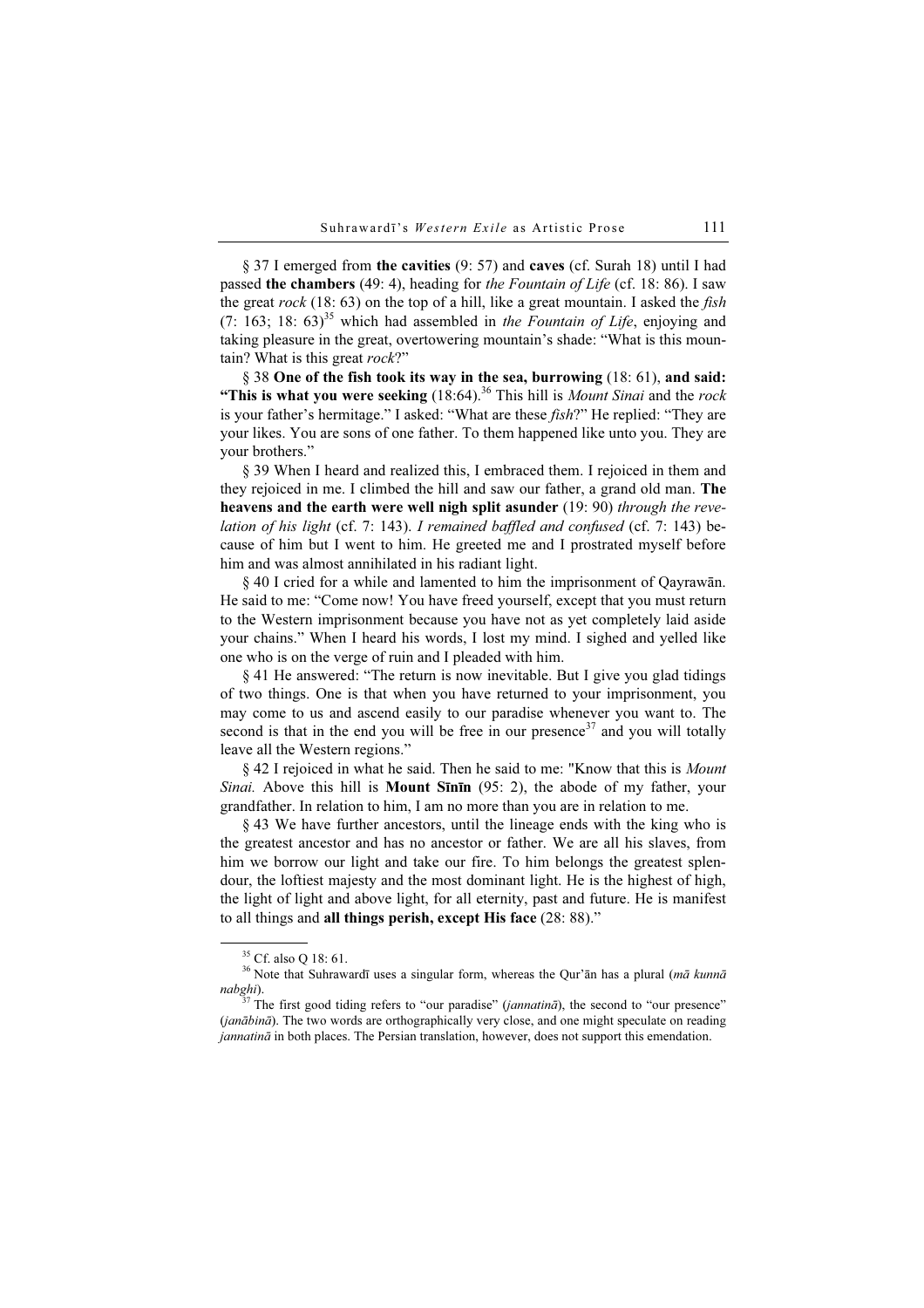§ 37 I emerged from **the cavities** (9: 57) and **caves** (cf. Surah 18) until I had passed **the chambers** (49: 4), heading for *the Fountain of Life* (cf. 18: 86). I saw the great *rock* (18: 63) on the top of a hill, like a great mountain. I asked the *fish* (7: 163; 18: 63)[35] which had assembled in *the Fountain of Life*, enjoying and taking pleasure in the great, overtowering mountain's shade: "What is this mountain? What is this great *rock*?"

§ 38 **One of the fish took its way in the sea, burrowing** (18: 61), **and said: "This is what you were seeking** (18:64).[36] This hill is *Mount Sinai* and the *rock* is your father's hermitage." I asked: "What are these *fish*?" He replied: "They are your likes. You are sons of one father. To them happened like unto you. They are your brothers."

§ 39 When I heard and realized this, I embraced them. I rejoiced in them and they rejoiced in me. I climbed the hill and saw our father, a grand old man. **The heavens and the earth were well nigh split asunder** (19: 90) *through the revelation of his light* (cf. 7: 143). *I remained baffled and confused* (cf. 7: 143) because of him but I went to him. He greeted me and I prostrated myself before him and was almost annihilated in his radiant light.

§ 40 I cried for a while and lamented to him the imprisonment of Qayrawān. He said to me: "Come now! You have freed yourself, except that you must return to the Western imprisonment because you have not as yet completely laid aside your chains." When I heard his words, I lost my mind. I sighed and yelled like one who is on the verge of ruin and I pleaded with him.

§ 41 He answered: "The return is now inevitable. But I give you glad tidings of two things. One is that when you have returned to your imprisonment, you may come to us and ascend easily to our paradise whenever you want to. The second is that in the end you will be free in our presence[37] and you will totally leave all the Western regions."

§ 42 I rejoiced in what he said. Then he said to me: "Know that this is *Mount Sinai.* Above this hill is **Mount Sīnīn** (95: 2), the abode of my father, your grandfather. In relation to him, I am no more than you are in relation to me.

§ 43 We have further ancestors, until the lineage ends with the king who is the greatest ancestor and has no ancestor or father. We are all his slaves, from him we borrow our light and take our fire. To him belongs the greatest splendour, the loftiest majesty and the most dominant light. He is the highest of high, the light of light and above light, for all eternity, past and future. He is manifest to all things and **all things perish, except His face** (28: 88)."

---

[35] Cf. also Q 18: 61.

[36] Note that Suhrawardī uses a singular form, whereas the Qur'ān has a plural (*mā kunnā nabghi*).

[37] The first good tiding refers to "our paradise" (*jannatinā*), the second to "our presence" (*janābinā*). The two words are orthographically very close, and one might speculate on reading *jannatinā* in both places. The Persian translation, however, does not support this emendation.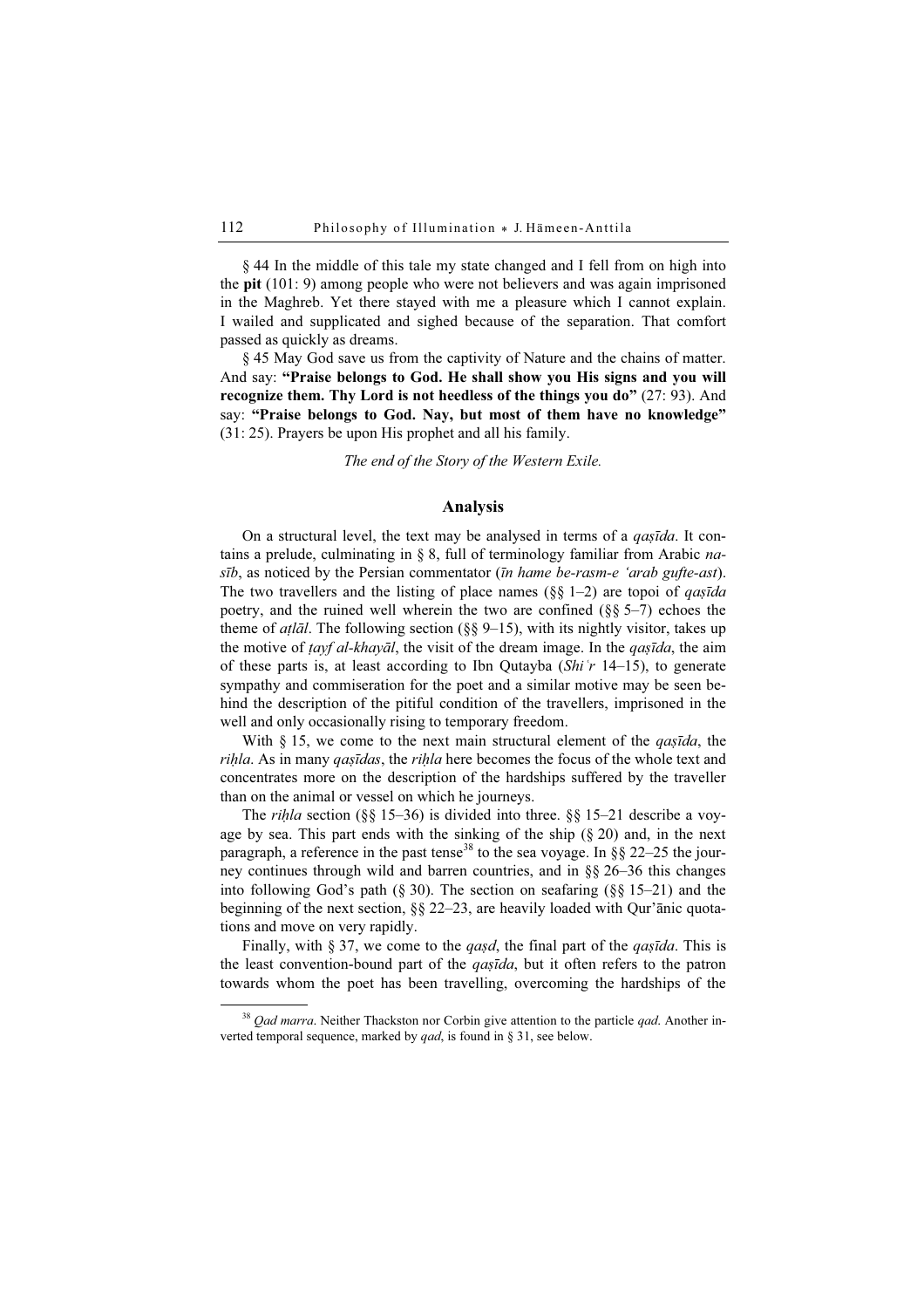§ 44 In the middle of this tale my state changed and I fell from on high into the **pit** (101: 9) among people who were not believers and was again imprisoned in the Maghreb. Yet there stayed with me a pleasure which I cannot explain. I wailed and supplicated and sighed because of the separation. That comfort passed as quickly as dreams.

§ 45 May God save us from the captivity of Nature and the chains of matter. And say: **"Praise belongs to God. He shall show you His signs and you will recognize them. Thy Lord is not heedless of the things you do"** (27: 93). And say: **"Praise belongs to God. Nay, but most of them have no knowledge"** (31: 25). Prayers be upon His prophet and all his family.

*The end of the Story of the Western Exile.*

## Analysis

On a structural level, the text may be analysed in terms of a *qaṣīda*. It contains a prelude, culminating in § 8, full of terminology familiar from Arabic *nasīb*, as noticed by the Persian commentator (*īn hame be-rasm-e ʻarab gufte-ast*). The two travellers and the listing of place names (§§ 1–2) are topoi of *qaṣīda* poetry, and the ruined well wherein the two are confined (§§ 5–7) echoes the theme of *aṭlāl*. The following section (§§ 9–15), with its nightly visitor, takes up the motive of *ṭayf al-khayāl*, the visit of the dream image. In the *qaṣīda*, the aim of these parts is, at least according to Ibn Qutayba (*Shiʿr* 14–15), to generate sympathy and commiseration for the poet and a similar motive may be seen behind the description of the pitiful condition of the travellers, imprisoned in the well and only occasionally rising to temporary freedom.

With § 15, we come to the next main structural element of the *qaṣīda*, the *riḥla*. As in many *qaṣīdas*, the *riḥla* here becomes the focus of the whole text and concentrates more on the description of the hardships suffered by the traveller than on the animal or vessel on which he journeys.

The *riḥla* section (§§ 15–36) is divided into three. §§ 15–21 describe a voyage by sea. This part ends with the sinking of the ship (§ 20) and, in the next paragraph, a reference in the past tense[38] to the sea voyage. In §§ 22–25 the journey continues through wild and barren countries, and in §§ 26–36 this changes into following God's path (§ 30). The section on seafaring (§§ 15–21) and the beginning of the next section, §§ 22–23, are heavily loaded with Qur'ānic quotations and move on very rapidly.

Finally, with § 37, we come to the *qaṣd*, the final part of the *qaṣīda*. This is the least convention-bound part of the *qaṣīda*, but it often refers to the patron towards whom the poet has been travelling, overcoming the hardships of the

[38] *Qad marra*. Neither Thackston nor Corbin give attention to the particle *qad*. Another inverted temporal sequence, marked by *qad*, is found in § 31, see below.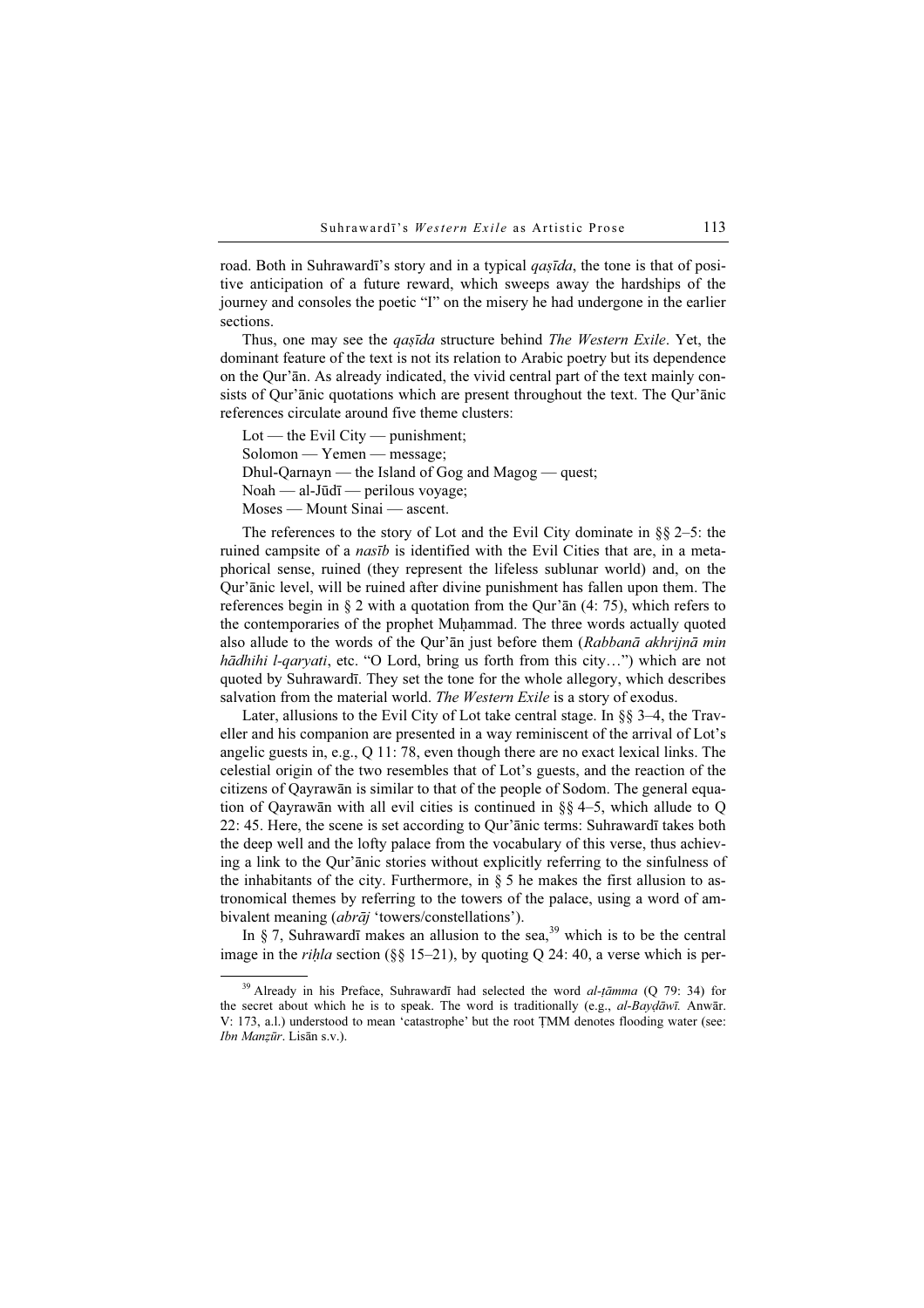road. Both in Suhrawardī's story and in a typical *qaṣīda*, the tone is that of positive anticipation of a future reward, which sweeps away the hardships of the journey and consoles the poetic "I" on the misery he had undergone in the earlier sections.

Thus, one may see the *qaṣīda* structure behind *The Western Exile*. Yet, the dominant feature of the text is not its relation to Arabic poetry but its dependence on the Qur'ān. As already indicated, the vivid central part of the text mainly consists of Qur'ānic quotations which are present throughout the text. The Qur'ānic references circulate around five theme clusters:

Lot — the Evil City — punishment;
Solomon — Yemen — message;
Dhul-Qarnayn — the Island of Gog and Magog — quest;
Noah — al-Jūdī — perilous voyage;
Moses — Mount Sinai — ascent.

The references to the story of Lot and the Evil City dominate in §§ 2–5: the ruined campsite of a *nasīb* is identified with the Evil Cities that are, in a metaphorical sense, ruined (they represent the lifeless sublunar world) and, on the Qur'ānic level, will be ruined after divine punishment has fallen upon them. The references begin in § 2 with a quotation from the Qur'ān (4: 75), which refers to the contemporaries of the prophet Muḥammad. The three words actually quoted also allude to the words of the Qur'ān just before them (*Rabbanā akhrijnā min hādhihi l-qaryati*, etc. "O Lord, bring us forth from this city…") which are not quoted by Suhrawardī. They set the tone for the whole allegory, which describes salvation from the material world. *The Western Exile* is a story of exodus.

Later, allusions to the Evil City of Lot take central stage. In §§ 3–4, the Traveller and his companion are presented in a way reminiscent of the arrival of Lot's angelic guests in, e.g., Q 11: 78, even though there are no exact lexical links. The celestial origin of the two resembles that of Lot's guests, and the reaction of the citizens of Qayrawān is similar to that of the people of Sodom. The general equation of Qayrawān with all evil cities is continued in §§ 4–5, which allude to Q 22: 45. Here, the scene is set according to Qur'ānic terms: Suhrawardī takes both the deep well and the lofty palace from the vocabulary of this verse, thus achieving a link to the Qur'ānic stories without explicitly referring to the sinfulness of the inhabitants of the city. Furthermore, in § 5 he makes the first allusion to astronomical themes by referring to the towers of the palace, using a word of ambivalent meaning (*abrāj* 'towers/constellations').

In § 7, Suhrawardī makes an allusion to the sea,[39] which is to be the central image in the *riḥla* section (§§ 15–21), by quoting Q 24: 40, a verse which is per-

[39] Already in his Preface, Suhrawardī had selected the word *al-ṭāmma* (Q 79: 34) for the secret about which he is to speak. The word is traditionally (e.g., *al-Bayḍāwī*. Anwār. V: 173, a.l.) understood to mean 'catastrophe' but the root ṬMM denotes flooding water (see: *Ibn Manẓūr*. Lisān s.v.).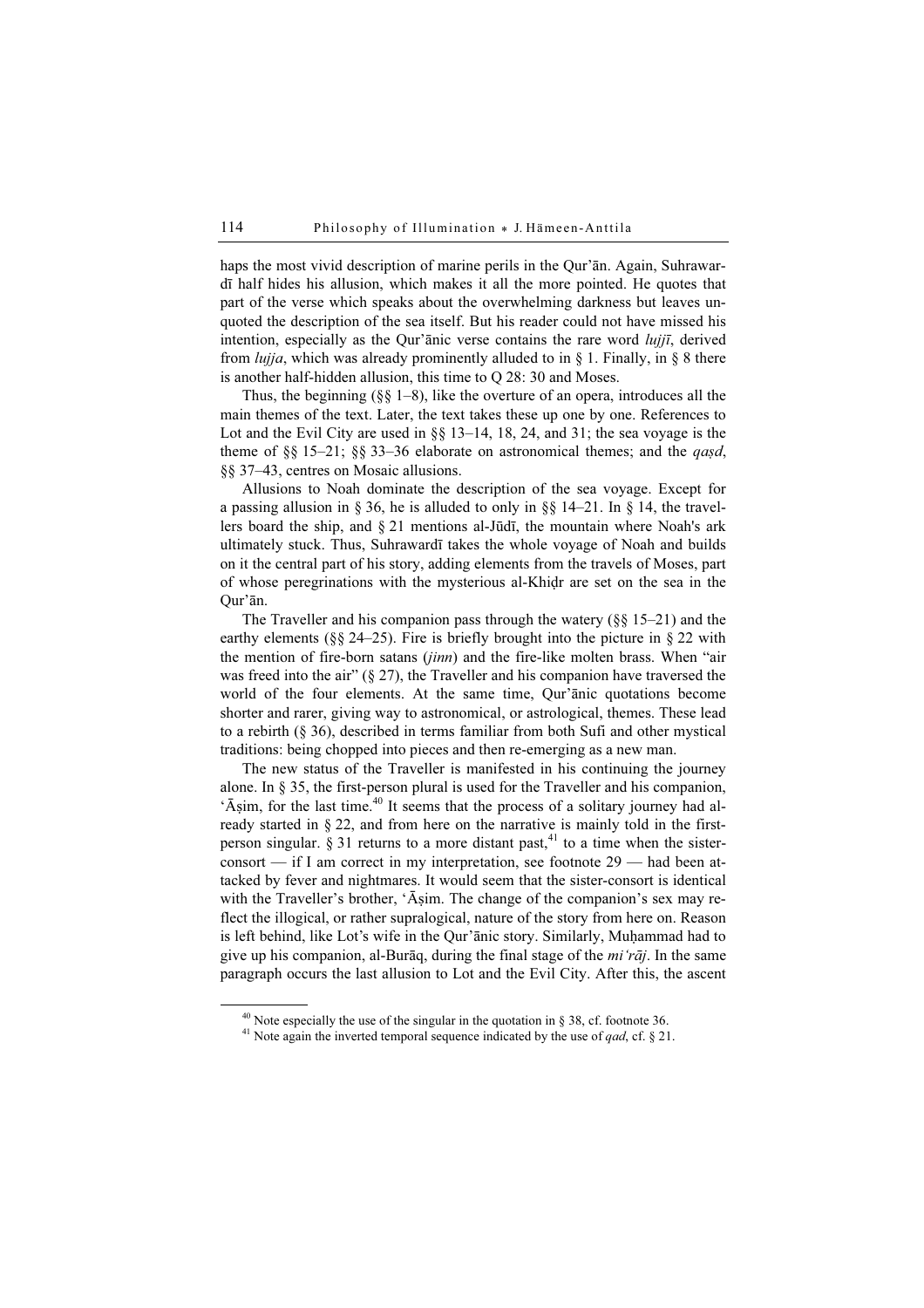haps the most vivid description of marine perils in the Qur'ān. Again, Suhrawardī half hides his allusion, which makes it all the more pointed. He quotes that part of the verse which speaks about the overwhelming darkness but leaves unquoted the description of the sea itself. But his reader could not have missed his intention, especially as the Qur'ānic verse contains the rare word *lujjī*, derived from *lujja*, which was already prominently alluded to in § 1. Finally, in § 8 there is another half-hidden allusion, this time to Q 28: 30 and Moses.

Thus, the beginning (§§ 1–8), like the overture of an opera, introduces all the main themes of the text. Later, the text takes these up one by one. References to Lot and the Evil City are used in §§ 13–14, 18, 24, and 31; the sea voyage is the theme of §§ 15–21; §§ 33–36 elaborate on astronomical themes; and the *qaṣd*, §§ 37–43, centres on Mosaic allusions.

Allusions to Noah dominate the description of the sea voyage. Except for a passing allusion in § 36, he is alluded to only in §§ 14–21. In § 14, the travellers board the ship, and § 21 mentions al-Jūdī, the mountain where Noah's ark ultimately stuck. Thus, Suhrawardī takes the whole voyage of Noah and builds on it the central part of his story, adding elements from the travels of Moses, part of whose peregrinations with the mysterious al-Khiḍr are set on the sea in the Qur'ān.

The Traveller and his companion pass through the watery (§§ 15–21) and the earthy elements (§§ 24–25). Fire is briefly brought into the picture in § 22 with the mention of fire-born satans (*jinn*) and the fire-like molten brass. When "air was freed into the air" (§ 27), the Traveller and his companion have traversed the world of the four elements. At the same time, Qur'ānic quotations become shorter and rarer, giving way to astronomical, or astrological, themes. These lead to a rebirth (§ 36), described in terms familiar from both Sufi and other mystical traditions: being chopped into pieces and then re-emerging as a new man.

The new status of the Traveller is manifested in his continuing the journey alone. In § 35, the first-person plural is used for the Traveller and his companion, 'Āṣim, for the last time.[40] It seems that the process of a solitary journey had already started in § 22, and from here on the narrative is mainly told in the first-person singular. § 31 returns to a more distant past,[41] to a time when the sister-consort — if I am correct in my interpretation, see footnote 29 — had been attacked by fever and nightmares. It would seem that the sister-consort is identical with the Traveller's brother, 'Āṣim. The change of the companion's sex may reflect the illogical, or rather supralogical, nature of the story from here on. Reason is left behind, like Lot's wife in the Qur'ānic story. Similarly, Muḥammad had to give up his companion, al-Burāq, during the final stage of the *mi'rāj*. In the same paragraph occurs the last allusion to Lot and the Evil City. After this, the ascent

---

[40] Note especially the use of the singular in the quotation in § 38, cf. footnote 36.

[41] Note again the inverted temporal sequence indicated by the use of *qad*, cf. § 21.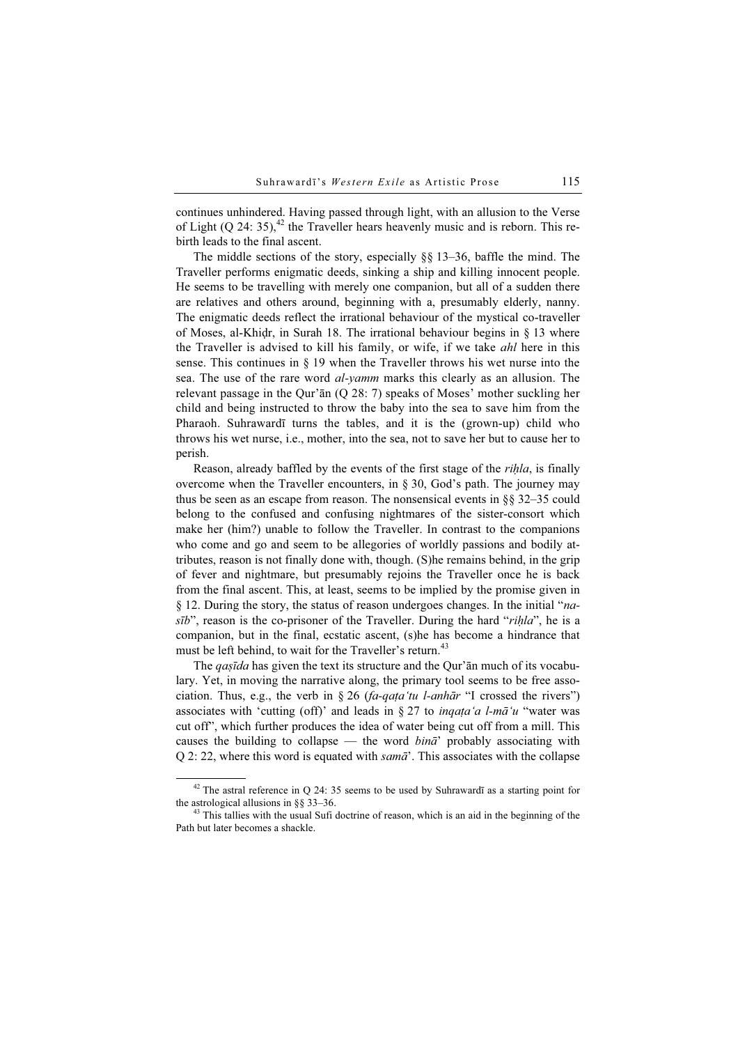continues unhindered. Having passed through light, with an allusion to the Verse of Light (Q 24: 35),[42] the Traveller hears heavenly music and is reborn. This rebirth leads to the final ascent.

The middle sections of the story, especially §§ 13–36, baffle the mind. The Traveller performs enigmatic deeds, sinking a ship and killing innocent people. He seems to be travelling with merely one companion, but all of a sudden there are relatives and others around, beginning with a, presumably elderly, nanny. The enigmatic deeds reflect the irrational behaviour of the mystical co-traveller of Moses, al-Khiḍr, in Surah 18. The irrational behaviour begins in § 13 where the Traveller is advised to kill his family, or wife, if we take *ahl* here in this sense. This continues in § 19 when the Traveller throws his wet nurse into the sea. The use of the rare word *al-yamm* marks this clearly as an allusion. The relevant passage in the Qur'ān (Q 28: 7) speaks of Moses' mother suckling her child and being instructed to throw the baby into the sea to save him from the Pharaoh. Suhrawardī turns the tables, and it is the (grown-up) child who throws his wet nurse, i.e., mother, into the sea, not to save her but to cause her to perish.

Reason, already baffled by the events of the first stage of the *riḥla*, is finally overcome when the Traveller encounters, in § 30, God's path. The journey may thus be seen as an escape from reason. The nonsensical events in §§ 32–35 could belong to the confused and confusing nightmares of the sister-consort which make her (him?) unable to follow the Traveller. In contrast to the companions who come and go and seem to be allegories of worldly passions and bodily attributes, reason is not finally done with, though. (S)he remains behind, in the grip of fever and nightmare, but presumably rejoins the Traveller once he is back from the final ascent. This, at least, seems to be implied by the promise given in § 12. During the story, the status of reason undergoes changes. In the initial "*nasīb*", reason is the co-prisoner of the Traveller. During the hard "*riḥla*", he is a companion, but in the final, ecstatic ascent, (s)he has become a hindrance that must be left behind, to wait for the Traveller's return.[43]

The *qaṣīda* has given the text its structure and the Qur'ān much of its vocabulary. Yet, in moving the narrative along, the primary tool seems to be free association. Thus, e.g., the verb in § 26 (*fa-qaṭa'tu l-anhār* "I crossed the rivers") associates with 'cutting (off)' and leads in § 27 to *inqaṭa'a l-mā'u* "water was cut off", which further produces the idea of water being cut off from a mill. This causes the building to collapse — the word *binā'* probably associating with Q 2: 22, where this word is equated with *samā'*. This associates with the collapse

---

[42] The astral reference in Q 24: 35 seems to be used by Suhrawardī as a starting point for the astrological allusions in §§ 33–36.

[43] This tallies with the usual Sufi doctrine of reason, which is an aid in the beginning of the Path but later becomes a shackle.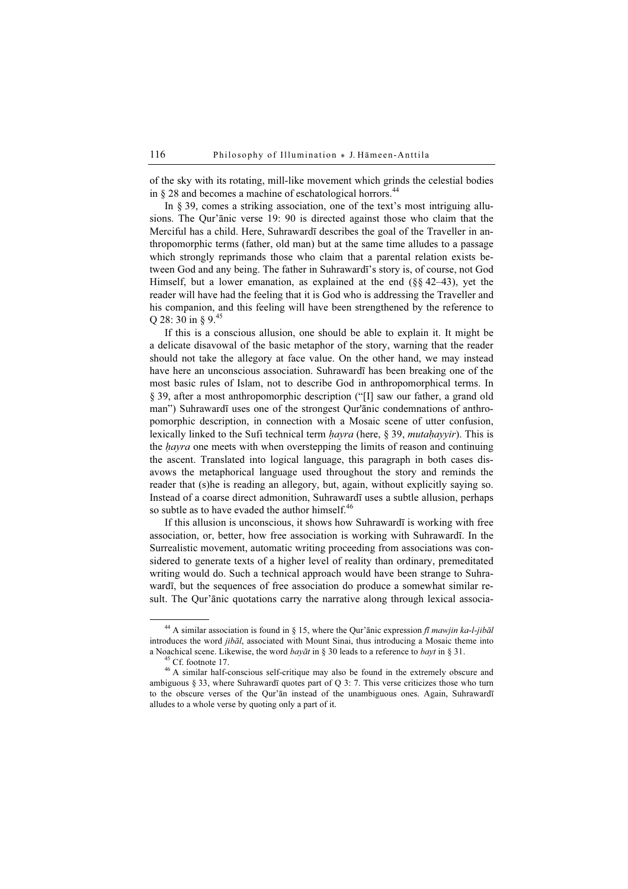of the sky with its rotating, mill-like movement which grinds the celestial bodies in § 28 and becomes a machine of eschatological horrors.[44]

In § 39, comes a striking association, one of the text's most intriguing allusions. The Qur'ānic verse 19: 90 is directed against those who claim that the Merciful has a child. Here, Suhrawardī describes the goal of the Traveller in anthropomorphic terms (father, old man) but at the same time alludes to a passage which strongly reprimands those who claim that a parental relation exists between God and any being. The father in Suhrawardī's story is, of course, not God Himself, but a lower emanation, as explained at the end (§§ 42–43), yet the reader will have had the feeling that it is God who is addressing the Traveller and his companion, and this feeling will have been strengthened by the reference to Q 28: 30 in § 9.[45]

If this is a conscious allusion, one should be able to explain it. It might be a delicate disavowal of the basic metaphor of the story, warning that the reader should not take the allegory at face value. On the other hand, we may instead have here an unconscious association. Suhrawardī has been breaking one of the most basic rules of Islam, not to describe God in anthropomorphical terms. In § 39, after a most anthropomorphic description ("[I] saw our father, a grand old man") Suhrawardī uses one of the strongest Qur'ānic condemnations of anthropomorphic description, in connection with a Mosaic scene of utter confusion, lexically linked to the Sufi technical term *ḥayra* (here, § 39, *mutaḥayyir*). This is the *ḥayra* one meets with when overstepping the limits of reason and continuing the ascent. Translated into logical language, this paragraph in both cases disavows the metaphorical language used throughout the story and reminds the reader that (s)he is reading an allegory, but, again, without explicitly saying so. Instead of a coarse direct admonition, Suhrawardī uses a subtle allusion, perhaps so subtle as to have evaded the author himself.[46]

If this allusion is unconscious, it shows how Suhrawardī is working with free association, or, better, how free association is working with Suhrawardī. In the Surrealistic movement, automatic writing proceeding from associations was considered to generate texts of a higher level of reality than ordinary, premeditated writing would do. Such a technical approach would have been strange to Suhrawardī, but the sequences of free association do produce a somewhat similar result. The Qur'ānic quotations carry the narrative along through lexical associa-

---

[44] A similar association is found in § 15, where the Qur'ānic expression *fī mawjin ka-l-jibāl* introduces the word *jibāl*, associated with Mount Sinai, thus introducing a Mosaic theme into a Noachical scene. Likewise, the word *bayāt* in § 30 leads to a reference to *bayt* in § 31.

[45] Cf. footnote 17.

[46] A similar half-conscious self-critique may also be found in the extremely obscure and ambiguous § 33, where Suhrawardī quotes part of Q 3: 7. This verse criticizes those who turn to the obscure verses of the Qur'ān instead of the unambiguous ones. Again, Suhrawardī alludes to a whole verse by quoting only a part of it.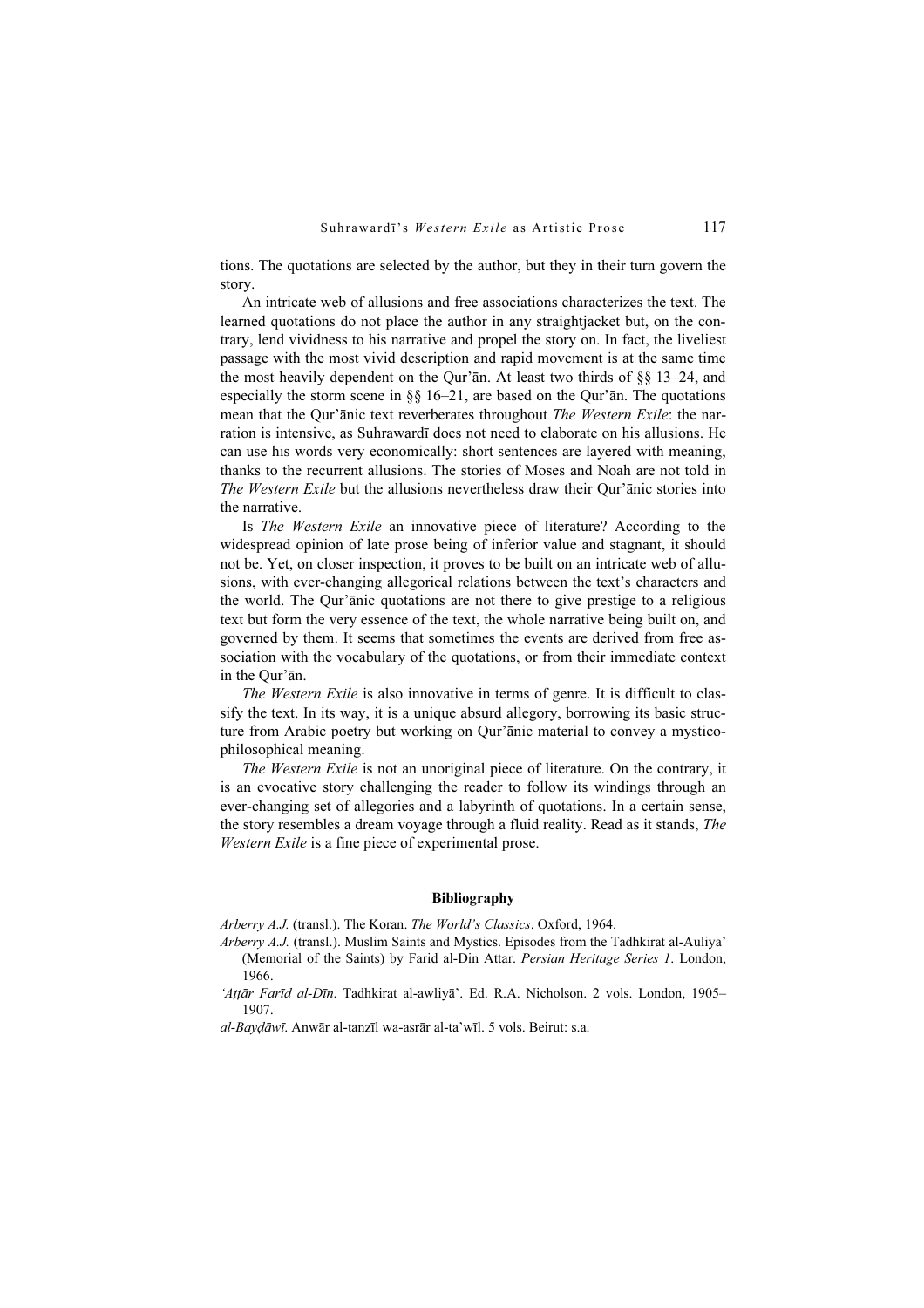tions. The quotations are selected by the author, but they in their turn govern the story.

An intricate web of allusions and free associations characterizes the text. The learned quotations do not place the author in any straightjacket but, on the contrary, lend vividness to his narrative and propel the story on. In fact, the liveliest passage with the most vivid description and rapid movement is at the same time the most heavily dependent on the Qur'ān. At least two thirds of §§ 13–24, and especially the storm scene in §§ 16–21, are based on the Qur'ān. The quotations mean that the Qur'ānic text reverberates throughout *The Western Exile*: the narration is intensive, as Suhrawardī does not need to elaborate on his allusions. He can use his words very economically: short sentences are layered with meaning, thanks to the recurrent allusions. The stories of Moses and Noah are not told in *The Western Exile* but the allusions nevertheless draw their Qur'ānic stories into the narrative.

Is *The Western Exile* an innovative piece of literature? According to the widespread opinion of late prose being of inferior value and stagnant, it should not be. Yet, on closer inspection, it proves to be built on an intricate web of allusions, with ever-changing allegorical relations between the text's characters and the world. The Qur'ānic quotations are not there to give prestige to a religious text but form the very essence of the text, the whole narrative being built on, and governed by them. It seems that sometimes the events are derived from free association with the vocabulary of the quotations, or from their immediate context in the Qur'ān.

*The Western Exile* is also innovative in terms of genre. It is difficult to classify the text. In its way, it is a unique absurd allegory, borrowing its basic structure from Arabic poetry but working on Qur'ānic material to convey a mystico-philosophical meaning.

*The Western Exile* is not an unoriginal piece of literature. On the contrary, it is an evocative story challenging the reader to follow its windings through an ever-changing set of allegories and a labyrinth of quotations. In a certain sense, the story resembles a dream voyage through a fluid reality. Read as it stands, *The Western Exile* is a fine piece of experimental prose.

## Bibliography

*Arberry A.J.* (transl.). The Koran. *The World's Classics*. Oxford, 1964.

*Arberry A.J.* (transl.). Muslim Saints and Mystics. Episodes from the Tadhkirat al-Auliya' (Memorial of the Saints) by Farid al-Din Attar. *Persian Heritage Series 1*. London, 1966.

*'Aṭṭār Farīd al-Dīn*. Tadhkirat al-awliyā'. Ed. R.A. Nicholson. 2 vols. London, 1905–1907.

*al-Bayḍāwī*. Anwār al-tanzīl wa-asrār al-ta'wīl. 5 vols. Beirut: s.a.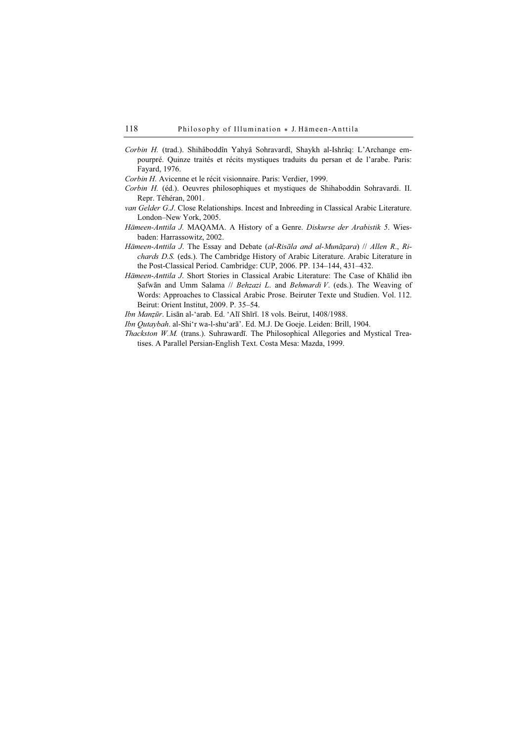*Corbin H.* (trad.). Shihâboddîn Yahyâ Sohravardî, Shaykh al-Ishrâq: L'Archange empourpré. Quinze traités et récits mystiques traduits du persan et de l'arabe. Paris: Fayard, 1976.

*Corbin H.* Avicenne et le récit visionnaire. Paris: Verdier, 1999.

*Corbin H.* (éd.). Oeuvres philosophiques et mystiques de Shihaboddin Sohravardi. II. Repr. Téhéran, 2001.

*van Gelder G.J*. Close Relationships. Incest and Inbreeding in Classical Arabic Literature. London–New York, 2005.

*Hämeen-Anttila J.* MAQAMA. A History of a Genre. *Diskurse der Arabistik 5*. Wiesbaden: Harrassowitz, 2002.

*Hämeen-Anttila J*. The Essay and Debate (*al-Risāla and al-Munāẓara*) // *Allen R*., *Richards D.S.* (eds.). The Cambridge History of Arabic Literature. Arabic Literature in the Post-Classical Period. Cambridge: CUP, 2006. PP. 134–144, 431–432.

*Hämeen-Anttila J*. Short Stories in Classical Arabic Literature: The Case of Khālid ibn Ṣafwān and Umm Salama // *Behzazi L*. and *Behmardi V*. (eds.). The Weaving of Words: Approaches to Classical Arabic Prose. Beiruter Texte und Studien. Vol. 112. Beirut: Orient Institut, 2009. P. 35–54.

*Ibn Manẓūr*. Lisān al-ʻarab. Ed. ʻAlī Shīrī. 18 vols. Beirut, 1408/1988.

*Ibn Qutaybah*. al-Shiʻr wa-l-shuʻarā'. Ed. M.J. De Goeje. Leiden: Brill, 1904.

*Thackston W.M.* (trans.). Suhrawardī. The Philosophical Allegories and Mystical Treatises. A Parallel Persian-English Text. Costa Mesa: Mazda, 1999.